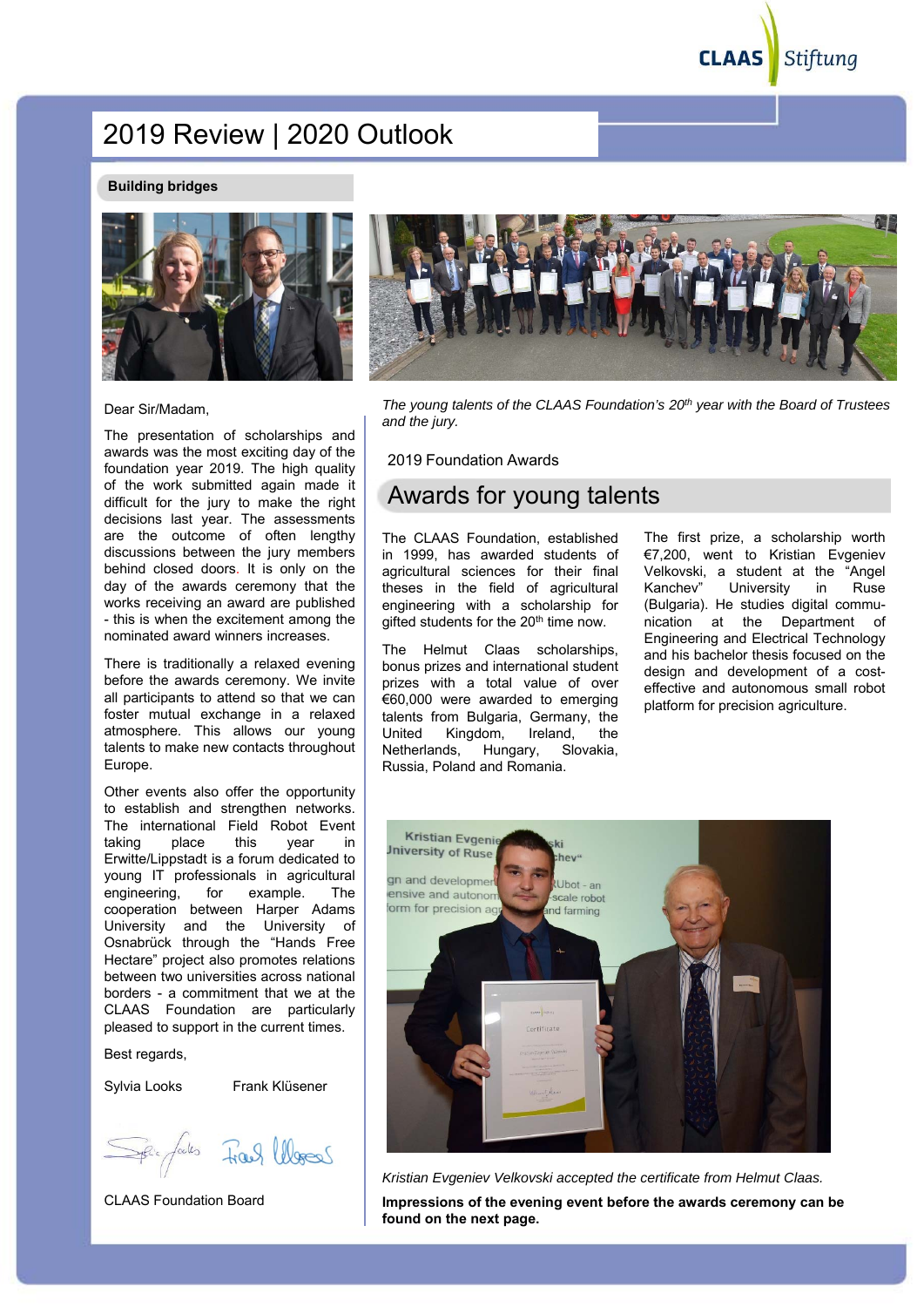# 2019 Review | 2020 Outlook

## Building bridges

Dear Sir/Madam,

The presentation of scholarships and awards was the most exciting day of the foundation year 2019. The high quality of the work submitted again made it difficult for the jury to make the right decisions last year. The assessments are the outcome of often lengthy discussions between the jury members behind closed doors. It is only on the day of the awards ceremony that the works receiving an award are published - this is when the excitement among the nominated award winners increases.

There is traditionally a relaxed evening before the awards ceremony. We invite all participants to attend so that we can foster mutual exchange in a relaxed atmosphere. This allows our young talents to make new contacts throughout Europe.

Other events also offer the opportunity to establish and strengthen networks. The international Field Robot Event taking place this year in Erwitte/Lippstadt is a forum dedicated to young IT professionals in agricultural engineering, for example. The cooperation between Harper Adams University and the University of Osnabrück through the "Hands Free Hectare" project also promotes relations between two universities across national borders - a commitment that we at the CLAAS Foundation are particularly pleased to support in the current times.

Best regards,

Sylvia Looks    Frank Klüsener

CLAAS Foundation Board

*The young talents of the CLAAS Foundation's 20th year with the Board of Trustees and the jury.*

2019 Foundation Awards

## Awards for young talents

The CLAAS Foundation, established in 1999, has awarded students of agricultural sciences for their final theses in the field of agricultural engineering with a scholarship for gifted students for the 20th time now.

The Helmut Claas scholarships, bonus prizes and international student prizes with a total value of over €60,000 were awarded to emerging talents from Bulgaria, Germany, the United Kingdom, Ireland, the Netherlands, Hungary, Slovakia, Russia, Poland and Romania.

The first prize, a scholarship worth €7,200, went to Kristian Evgeniev Velkovski, a student at the "Angel Kanchev" University in Ruse (Bulgaria). He studies digital communication at the Department of Engineering and Electrical Technology and his bachelor thesis focused on the design and development of a cost-effective and autonomous small robot platform for precision agriculture.

*Kristian Evgeniev Velkovski accepted the certificate from Helmut Claas.*

**Impressions of the evening event before the awards ceremony can be found on the next page.**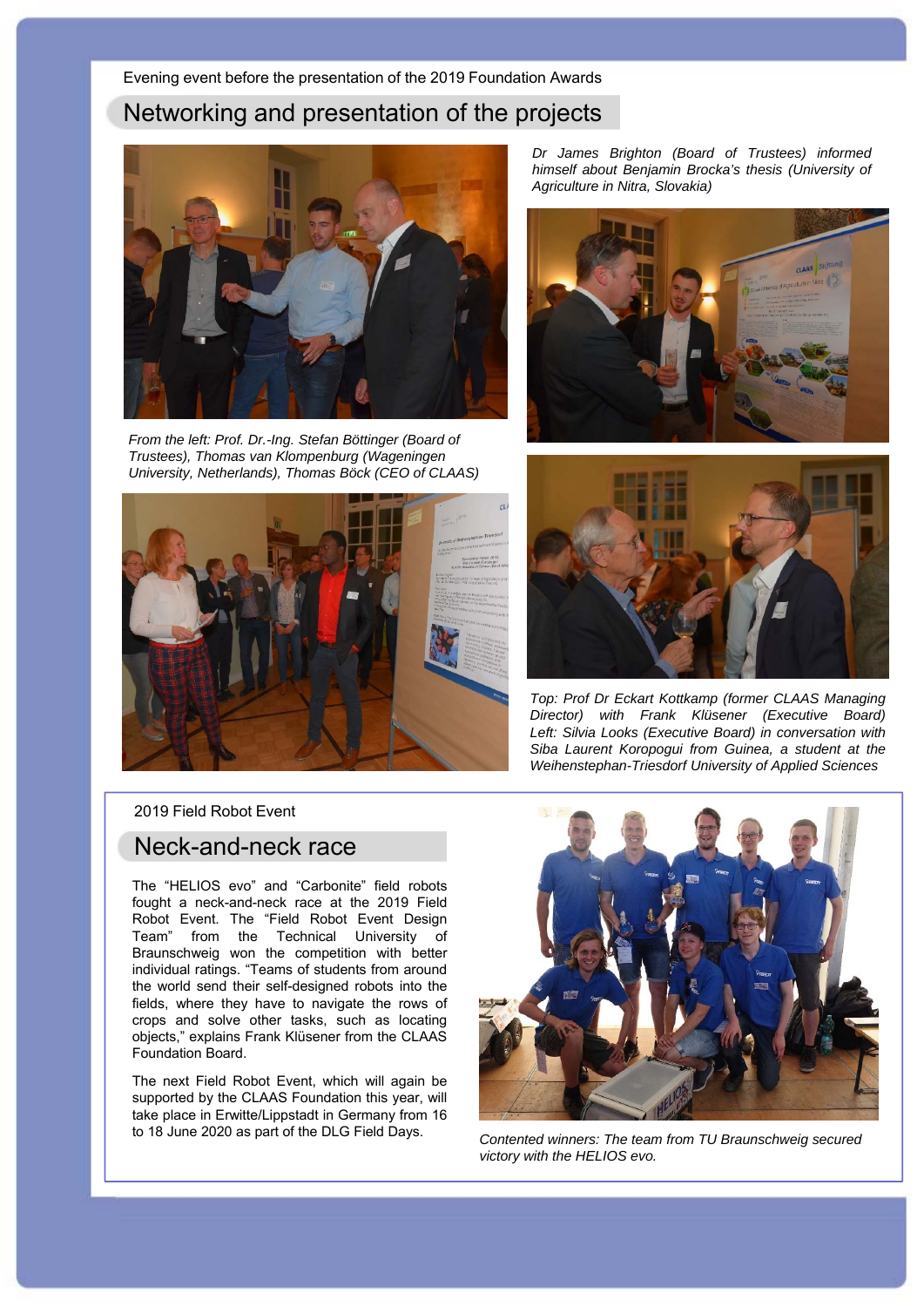Evening event before the presentation of the 2019 Foundation Awards

## Networking and presentation of the projects

*Dr James Brighton (Board of Trustees) informed himself about Benjamin Brocka's thesis (University of Agriculture in Nitra, Slovakia)*

*From the left: Prof. Dr.-Ing. Stefan Böttinger (Board of Trustees), Thomas van Klompenburg (Wageningen University, Netherlands), Thomas Böck (CEO of CLAAS)*

*Top: Prof Dr Eckart Kottkamp (former CLAAS Managing Director) with Frank Klüsener (Executive Board) Left: Silvia Looks (Executive Board) in conversation with Siba Laurent Koropogui from Guinea, a student at the Weihenstephan-Triesdorf University of Applied Sciences*

2019 Field Robot Event

## Neck-and-neck race

The "HELIOS evo" and "Carbonite" field robots fought a neck-and-neck race at the 2019 Field Robot Event. The "Field Robot Event Design Team" from the Technical University of Braunschweig won the competition with better individual ratings. "Teams of students from around the world send their self-designed robots into the fields, where they have to navigate the rows of crops and solve other tasks, such as locating objects," explains Frank Klüsener from the CLAAS Foundation Board.

The next Field Robot Event, which will again be supported by the CLAAS Foundation this year, will take place in Erwitte/Lippstadt in Germany from 16 to 18 June 2020 as part of the DLG Field Days.

*Contented winners: The team from TU Braunschweig secured victory with the HELIOS evo.*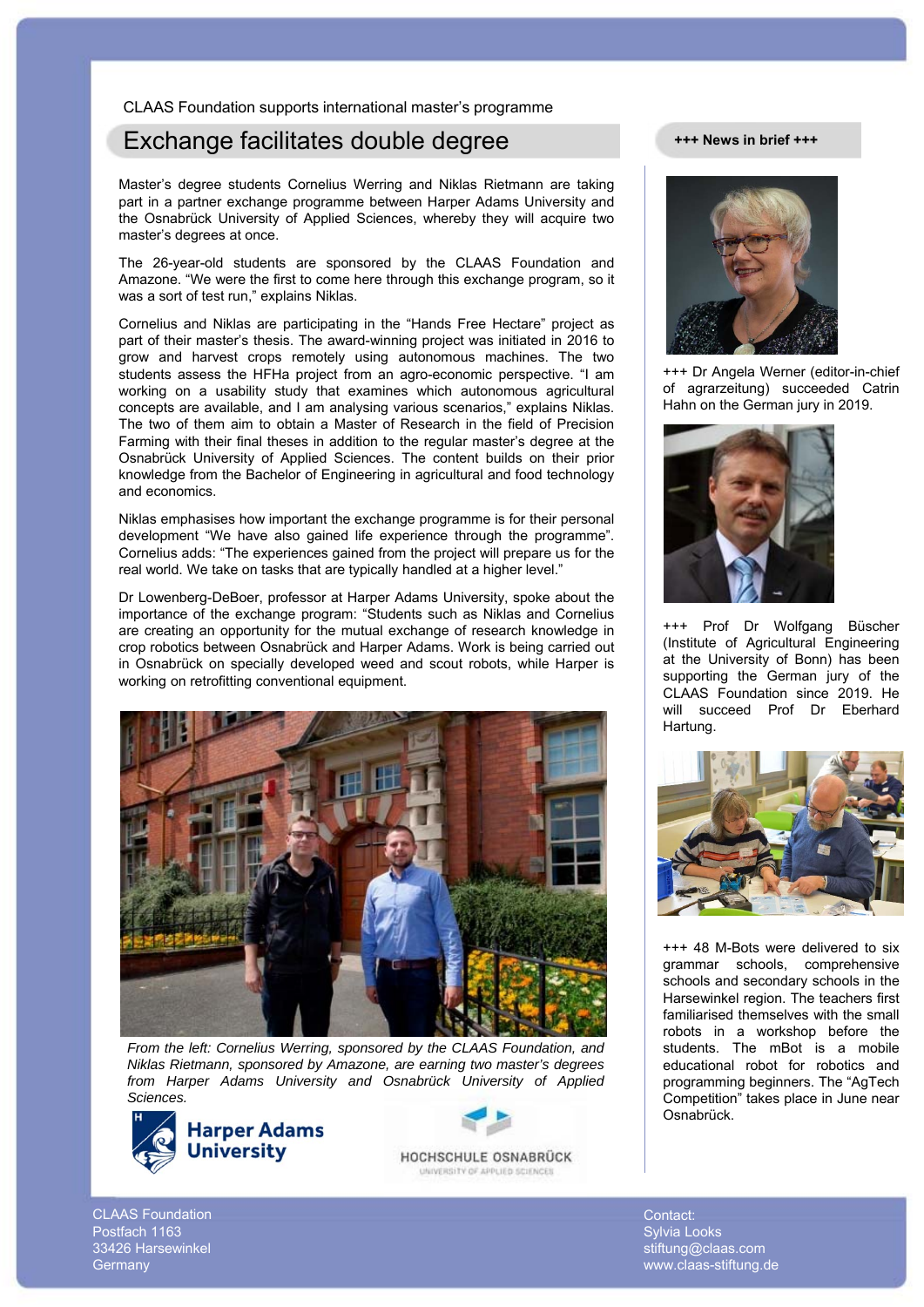CLAAS Foundation supports international master's programme

# Exchange facilitates double degree

Master's degree students Cornelius Werring and Niklas Rietmann are taking part in a partner exchange programme between Harper Adams University and the Osnabrück University of Applied Sciences, whereby they will acquire two master's degrees at once.

The 26-year-old students are sponsored by the CLAAS Foundation and Amazone. "We were the first to come here through this exchange program, so it was a sort of test run," explains Niklas.

Cornelius and Niklas are participating in the "Hands Free Hectare" project as part of their master's thesis. The award-winning project was initiated in 2016 to grow and harvest crops remotely using autonomous machines. The two students assess the HFHa project from an agro-economic perspective. "I am working on a usability study that examines which autonomous agricultural concepts are available, and I am analysing various scenarios," explains Niklas. The two of them aim to obtain a Master of Research in the field of Precision Farming with their final theses in addition to the regular master's degree at the Osnabrück University of Applied Sciences. The content builds on their prior knowledge from the Bachelor of Engineering in agricultural and food technology and economics.

Niklas emphasises how important the exchange programme is for their personal development "We have also gained life experience through the programme". Cornelius adds: "The experiences gained from the project will prepare us for the real world. We take on tasks that are typically handled at a higher level."

Dr Lowenberg-DeBoer, professor at Harper Adams University, spoke about the importance of the exchange program: "Students such as Niklas and Cornelius are creating an opportunity for the mutual exchange of research knowledge in crop robotics between Osnabrück and Harper Adams. Work is being carried out in Osnabrück on specially developed weed and scout robots, while Harper is working on retrofitting conventional equipment.

*From the left: Cornelius Werring, sponsored by the CLAAS Foundation, and Niklas Rietmann, sponsored by Amazone, are earning two master's degrees from Harper Adams University and Osnabrück University of Applied Sciences.*

Harper Adams University

HOCHSCHULE OSNABRÜCK
UNIVERSITY OF APPLIED SCIENCES

## +++ News in brief +++

+++ Dr Angela Werner (editor-in-chief of agrarzeitung) succeeded Catrin Hahn on the German jury in 2019.

+++ Prof Dr Wolfgang Büscher (Institute of Agricultural Engineering at the University of Bonn) has been supporting the German jury of the CLAAS Foundation since 2019. He will succeed Prof Dr Eberhard Hartung.

+++ 48 M-Bots were delivered to six grammar schools, comprehensive schools and secondary schools in the Harsewinkel region. The teachers first familiarised themselves with the small robots in a workshop before the students. The mBot is a mobile educational robot for robotics and programming beginners. The "AgTech Competition" takes place in June near Osnabrück.

CLAAS Foundation
Postfach 1163
33426 Harsewinkel
Germany

Contact:
Sylvia Looks
stiftung@claas.com
www.claas-stiftung.de